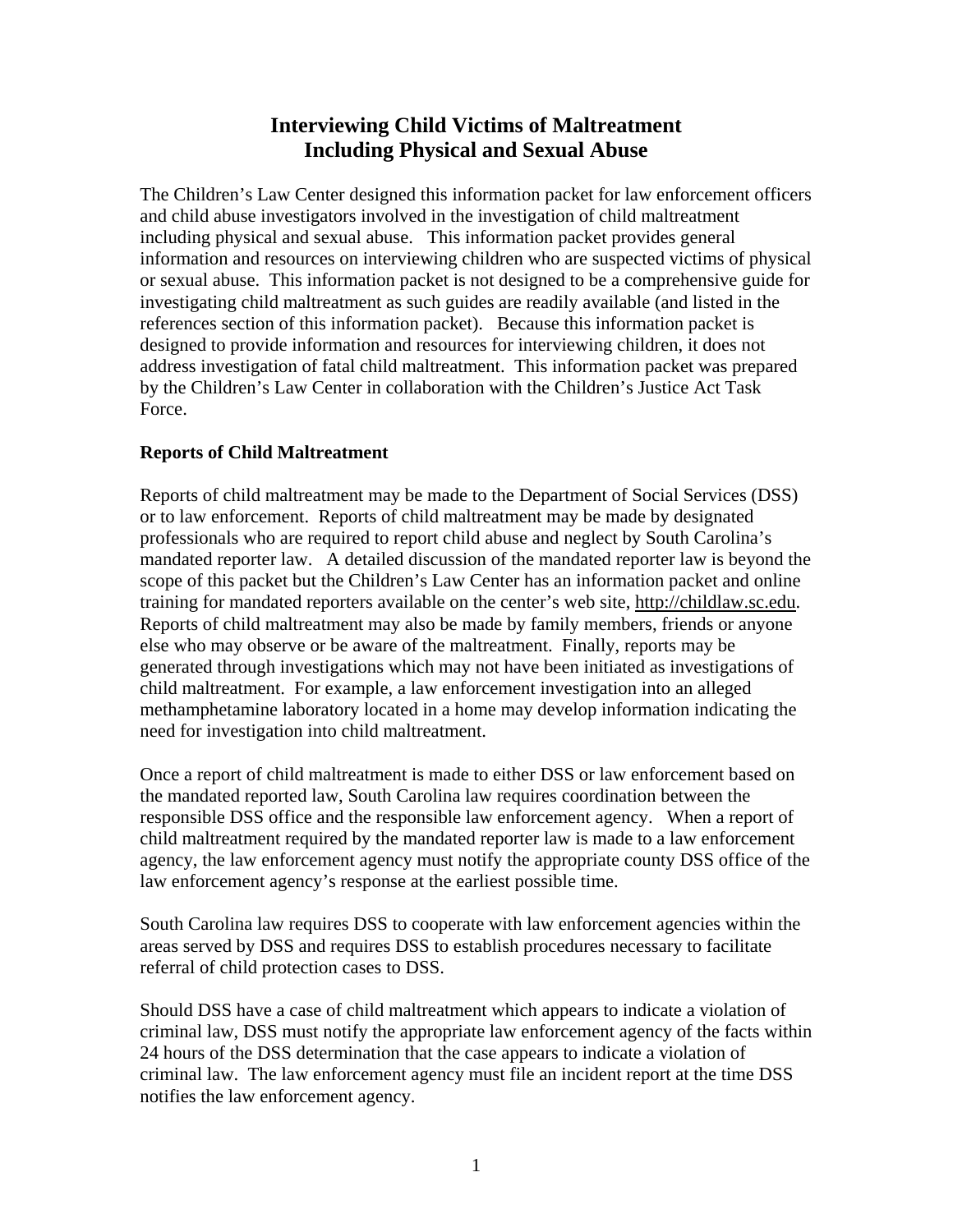# Interviewing Child Victims of Maltreatment Including Physical and Sexual Abuse

The Children's Law Center designed this information packet for law enforcement officers and child abuse investigators involved in the investigation of child maltreatment including physical and sexual abuse. This information packet provides general information and resources on interviewing children who are suspected victims of physical or sexual abuse. This information packet is not designed to be a comprehensive guide for investigating child maltreatment as such guides are readily available (and listed in the references section of this information packet). Because this information packet is designed to provide information and resources for interviewing children, it does not address investigation of fatal child maltreatment. This information packet was prepared by the Children's Law Center in collaboration with the Children's Justice Act Task Force.

## Reports of Child Maltreatment

Reports of child maltreatment may be made to the Department of Social Services (DSS) or to law enforcement. Reports of child maltreatment may be made by designated professionals who are required to report child abuse and neglect by South Carolina's mandated reporter law. A detailed discussion of the mandated reporter law is beyond the scope of this packet but the Children's Law Center has an information packet and online training for mandated reporters available on the center's web site, http://childlaw.sc.edu. Reports of child maltreatment may also be made by family members, friends or anyone else who may observe or be aware of the maltreatment. Finally, reports may be generated through investigations which may not have been initiated as investigations of child maltreatment. For example, a law enforcement investigation into an alleged methamphetamine laboratory located in a home may develop information indicating the need for investigation into child maltreatment.

Once a report of child maltreatment is made to either DSS or law enforcement based on the mandated reported law, South Carolina law requires coordination between the responsible DSS office and the responsible law enforcement agency. When a report of child maltreatment required by the mandated reporter law is made to a law enforcement agency, the law enforcement agency must notify the appropriate county DSS office of the law enforcement agency's response at the earliest possible time.

South Carolina law requires DSS to cooperate with law enforcement agencies within the areas served by DSS and requires DSS to establish procedures necessary to facilitate referral of child protection cases to DSS.

Should DSS have a case of child maltreatment which appears to indicate a violation of criminal law, DSS must notify the appropriate law enforcement agency of the facts within 24 hours of the DSS determination that the case appears to indicate a violation of criminal law. The law enforcement agency must file an incident report at the time DSS notifies the law enforcement agency.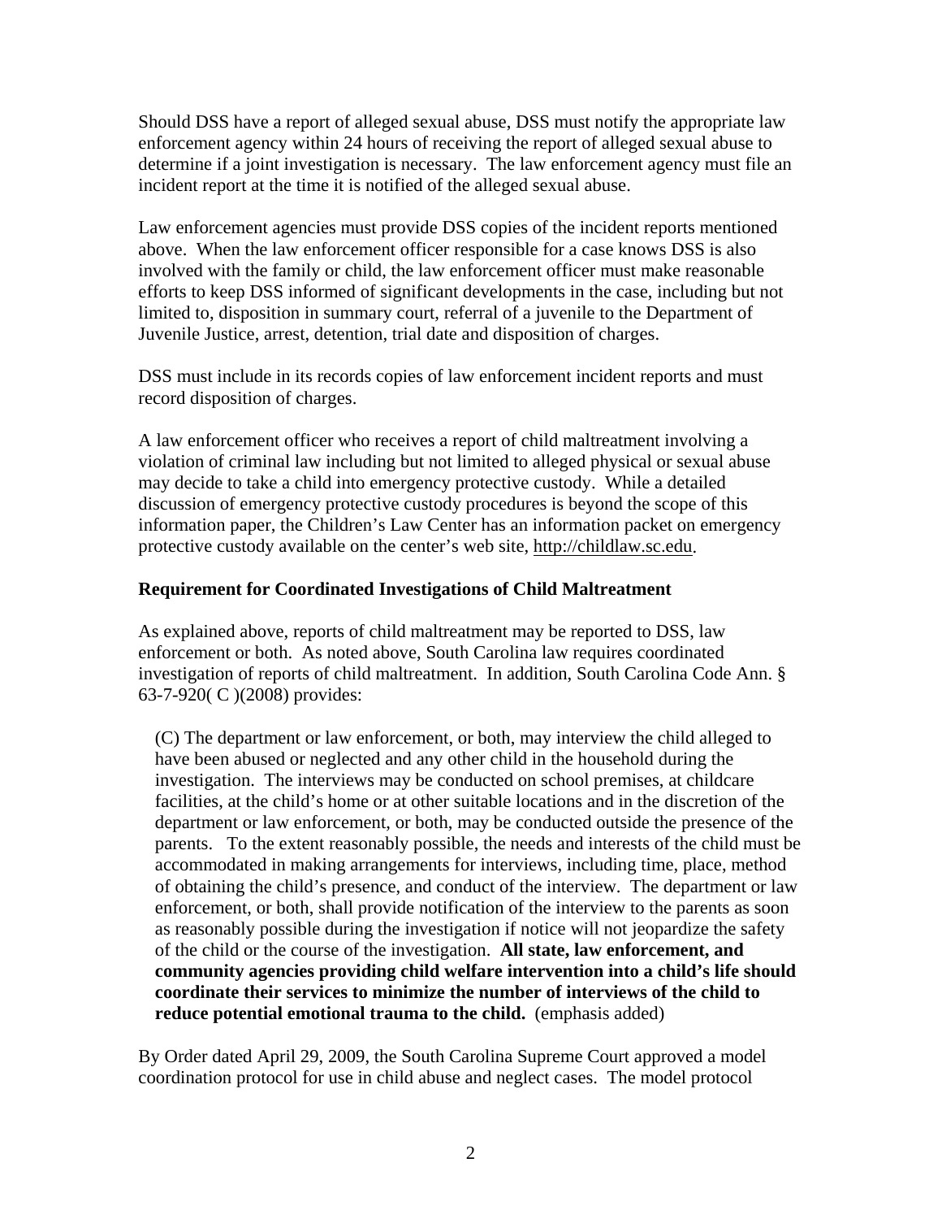Should DSS have a report of alleged sexual abuse, DSS must notify the appropriate law enforcement agency within 24 hours of receiving the report of alleged sexual abuse to determine if a joint investigation is necessary. The law enforcement agency must file an incident report at the time it is notified of the alleged sexual abuse.

Law enforcement agencies must provide DSS copies of the incident reports mentioned above. When the law enforcement officer responsible for a case knows DSS is also involved with the family or child, the law enforcement officer must make reasonable efforts to keep DSS informed of significant developments in the case, including but not limited to, disposition in summary court, referral of a juvenile to the Department of Juvenile Justice, arrest, detention, trial date and disposition of charges.

DSS must include in its records copies of law enforcement incident reports and must record disposition of charges.

A law enforcement officer who receives a report of child maltreatment involving a violation of criminal law including but not limited to alleged physical or sexual abuse may decide to take a child into emergency protective custody. While a detailed discussion of emergency protective custody procedures is beyond the scope of this information paper, the Children's Law Center has an information packet on emergency protective custody available on the center's web site, http://childlaw.sc.edu.

**Requirement for Coordinated Investigations of Child Maltreatment**

As explained above, reports of child maltreatment may be reported to DSS, law enforcement or both. As noted above, South Carolina law requires coordinated investigation of reports of child maltreatment. In addition, South Carolina Code Ann. § 63-7-920( C )(2008) provides:

> (C) The department or law enforcement, or both, may interview the child alleged to have been abused or neglected and any other child in the household during the investigation. The interviews may be conducted on school premises, at childcare facilities, at the child's home or at other suitable locations and in the discretion of the department or law enforcement, or both, may be conducted outside the presence of the parents. To the extent reasonably possible, the needs and interests of the child must be accommodated in making arrangements for interviews, including time, place, method of obtaining the child's presence, and conduct of the interview. The department or law enforcement, or both, shall provide notification of the interview to the parents as soon as reasonably possible during the investigation if notice will not jeopardize the safety of the child or the course of the investigation. **All state, law enforcement, and community agencies providing child welfare intervention into a child's life should coordinate their services to minimize the number of interviews of the child to reduce potential emotional trauma to the child.** (emphasis added)

By Order dated April 29, 2009, the South Carolina Supreme Court approved a model coordination protocol for use in child abuse and neglect cases. The model protocol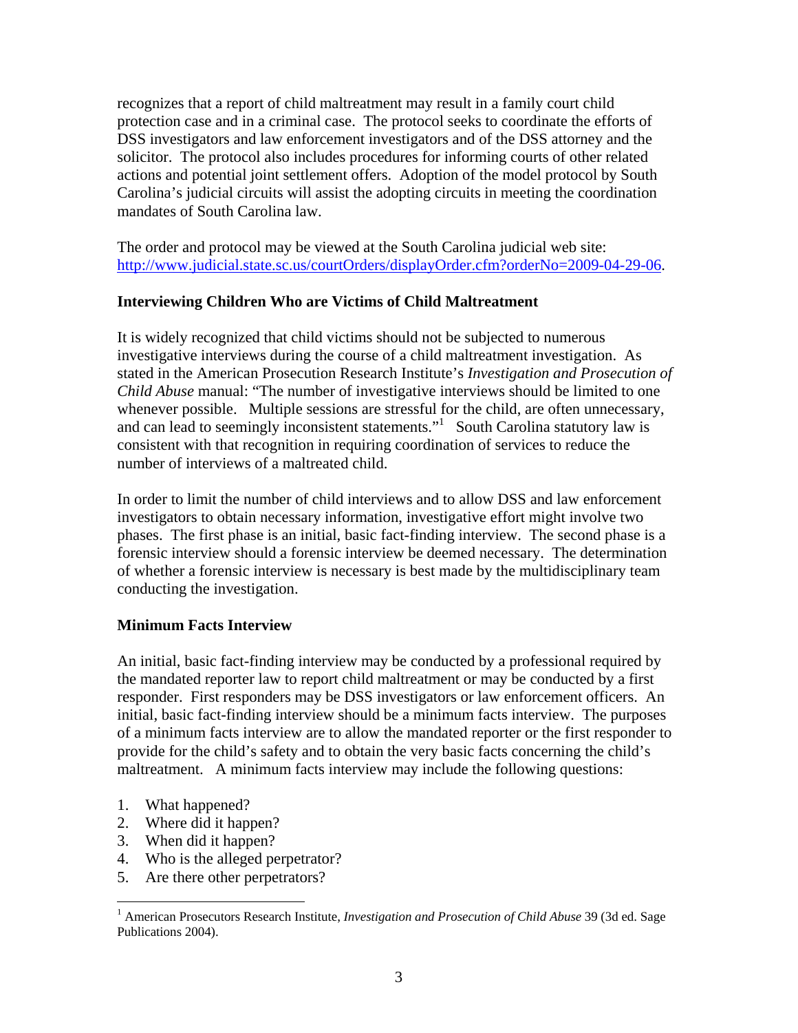recognizes that a report of child maltreatment may result in a family court child protection case and in a criminal case. The protocol seeks to coordinate the efforts of DSS investigators and law enforcement investigators and of the DSS attorney and the solicitor. The protocol also includes procedures for informing courts of other related actions and potential joint settlement offers. Adoption of the model protocol by South Carolina's judicial circuits will assist the adopting circuits in meeting the coordination mandates of South Carolina law.

The order and protocol may be viewed at the South Carolina judicial web site: http://www.judicial.state.sc.us/courtOrders/displayOrder.cfm?orderNo=2009-04-29-06.

### Interviewing Children Who are Victims of Child Maltreatment

It is widely recognized that child victims should not be subjected to numerous investigative interviews during the course of a child maltreatment investigation. As stated in the American Prosecution Research Institute's *Investigation and Prosecution of Child Abuse* manual: "The number of investigative interviews should be limited to one whenever possible. Multiple sessions are stressful for the child, are often unnecessary, and can lead to seemingly inconsistent statements."[1] South Carolina statutory law is consistent with that recognition in requiring coordination of services to reduce the number of interviews of a maltreated child.

In order to limit the number of child interviews and to allow DSS and law enforcement investigators to obtain necessary information, investigative effort might involve two phases. The first phase is an initial, basic fact-finding interview. The second phase is a forensic interview should a forensic interview be deemed necessary. The determination of whether a forensic interview is necessary is best made by the multidisciplinary team conducting the investigation.

### Minimum Facts Interview

An initial, basic fact-finding interview may be conducted by a professional required by the mandated reporter law to report child maltreatment or may be conducted by a first responder. First responders may be DSS investigators or law enforcement officers. An initial, basic fact-finding interview should be a minimum facts interview. The purposes of a minimum facts interview are to allow the mandated reporter or the first responder to provide for the child's safety and to obtain the very basic facts concerning the child's maltreatment. A minimum facts interview may include the following questions:

1. What happened?
2. Where did it happen?
3. When did it happen?
4. Who is the alleged perpetrator?
5. Are there other perpetrators?

---

[1] American Prosecutors Research Institute, *Investigation and Prosecution of Child Abuse* 39 (3d ed. Sage Publications 2004).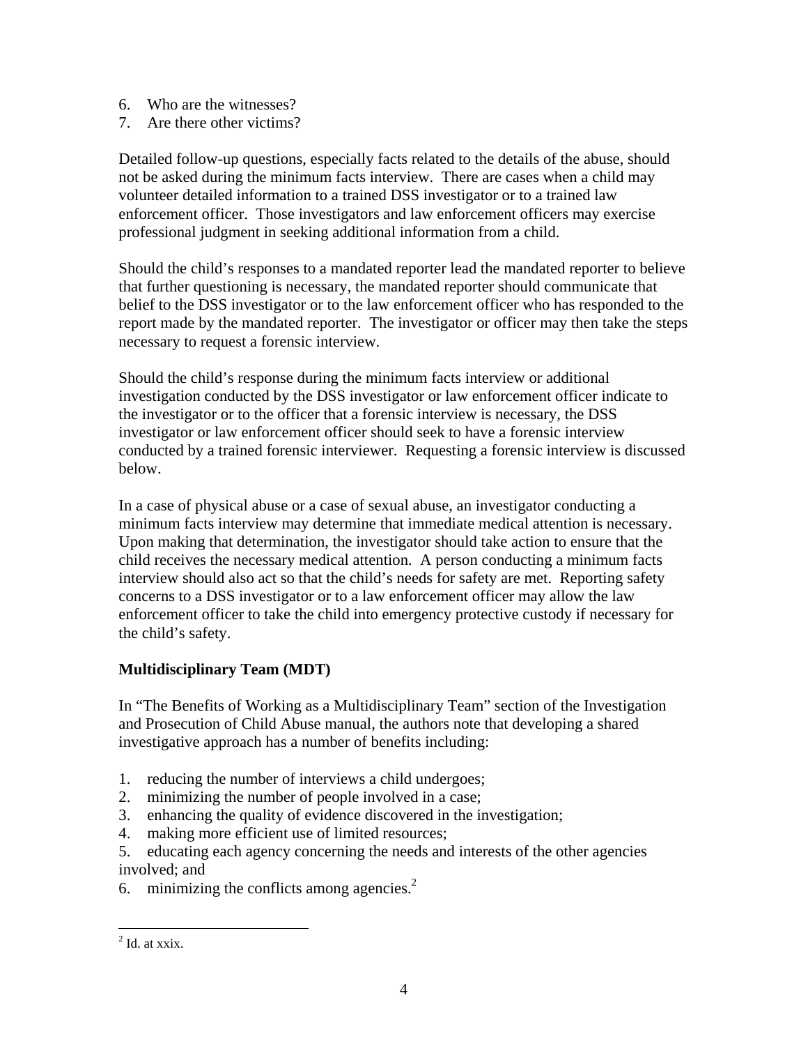6. Who are the witnesses?
7. Are there other victims?

Detailed follow-up questions, especially facts related to the details of the abuse, should not be asked during the minimum facts interview. There are cases when a child may volunteer detailed information to a trained DSS investigator or to a trained law enforcement officer. Those investigators and law enforcement officers may exercise professional judgment in seeking additional information from a child.

Should the child's responses to a mandated reporter lead the mandated reporter to believe that further questioning is necessary, the mandated reporter should communicate that belief to the DSS investigator or to the law enforcement officer who has responded to the report made by the mandated reporter. The investigator or officer may then take the steps necessary to request a forensic interview.

Should the child's response during the minimum facts interview or additional investigation conducted by the DSS investigator or law enforcement officer indicate to the investigator or to the officer that a forensic interview is necessary, the DSS investigator or law enforcement officer should seek to have a forensic interview conducted by a trained forensic interviewer. Requesting a forensic interview is discussed below.

In a case of physical abuse or a case of sexual abuse, an investigator conducting a minimum facts interview may determine that immediate medical attention is necessary. Upon making that determination, the investigator should take action to ensure that the child receives the necessary medical attention. A person conducting a minimum facts interview should also act so that the child's needs for safety are met. Reporting safety concerns to a DSS investigator or to a law enforcement officer may allow the law enforcement officer to take the child into emergency protective custody if necessary for the child's safety.

**Multidisciplinary Team (MDT)**

In "The Benefits of Working as a Multidisciplinary Team" section of the Investigation and Prosecution of Child Abuse manual, the authors note that developing a shared investigative approach has a number of benefits including:

1. reducing the number of interviews a child undergoes;
2. minimizing the number of people involved in a case;
3. enhancing the quality of evidence discovered in the investigation;
4. making more efficient use of limited resources;
5. educating each agency concerning the needs and interests of the other agencies involved; and
6. minimizing the conflicts among agencies.[2]

[2] Id. at xxix.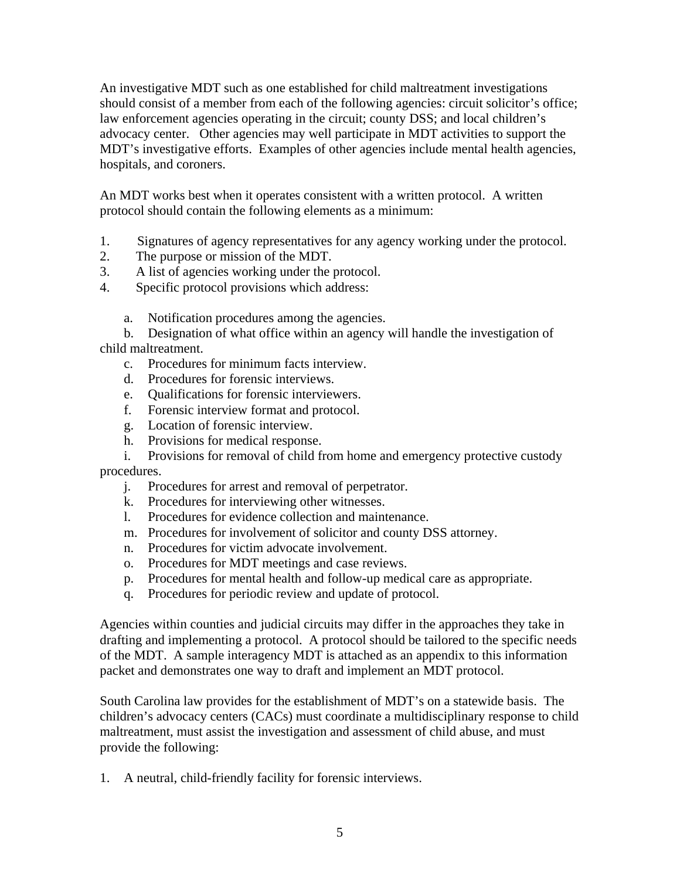An investigative MDT such as one established for child maltreatment investigations should consist of a member from each of the following agencies: circuit solicitor's office; law enforcement agencies operating in the circuit; county DSS; and local children's advocacy center. Other agencies may well participate in MDT activities to support the MDT's investigative efforts. Examples of other agencies include mental health agencies, hospitals, and coroners.

An MDT works best when it operates consistent with a written protocol. A written protocol should contain the following elements as a minimum:

1. Signatures of agency representatives for any agency working under the protocol.
2. The purpose or mission of the MDT.
3. A list of agencies working under the protocol.
4. Specific protocol provisions which address:

    a. Notification procedures among the agencies.
    b. Designation of what office within an agency will handle the investigation of child maltreatment.
    c. Procedures for minimum facts interview.
    d. Procedures for forensic interviews.
    e. Qualifications for forensic interviewers.
    f. Forensic interview format and protocol.
    g. Location of forensic interview.
    h. Provisions for medical response.
    i. Provisions for removal of child from home and emergency protective custody procedures.
    j. Procedures for arrest and removal of perpetrator.
    k. Procedures for interviewing other witnesses.
    l. Procedures for evidence collection and maintenance.
    m. Procedures for involvement of solicitor and county DSS attorney.
    n. Procedures for victim advocate involvement.
    o. Procedures for MDT meetings and case reviews.
    p. Procedures for mental health and follow-up medical care as appropriate.
    q. Procedures for periodic review and update of protocol.

Agencies within counties and judicial circuits may differ in the approaches they take in drafting and implementing a protocol. A protocol should be tailored to the specific needs of the MDT. A sample interagency MDT is attached as an appendix to this information packet and demonstrates one way to draft and implement an MDT protocol.

South Carolina law provides for the establishment of MDT's on a statewide basis. The children's advocacy centers (CACs) must coordinate a multidisciplinary response to child maltreatment, must assist the investigation and assessment of child abuse, and must provide the following:

1. A neutral, child-friendly facility for forensic interviews.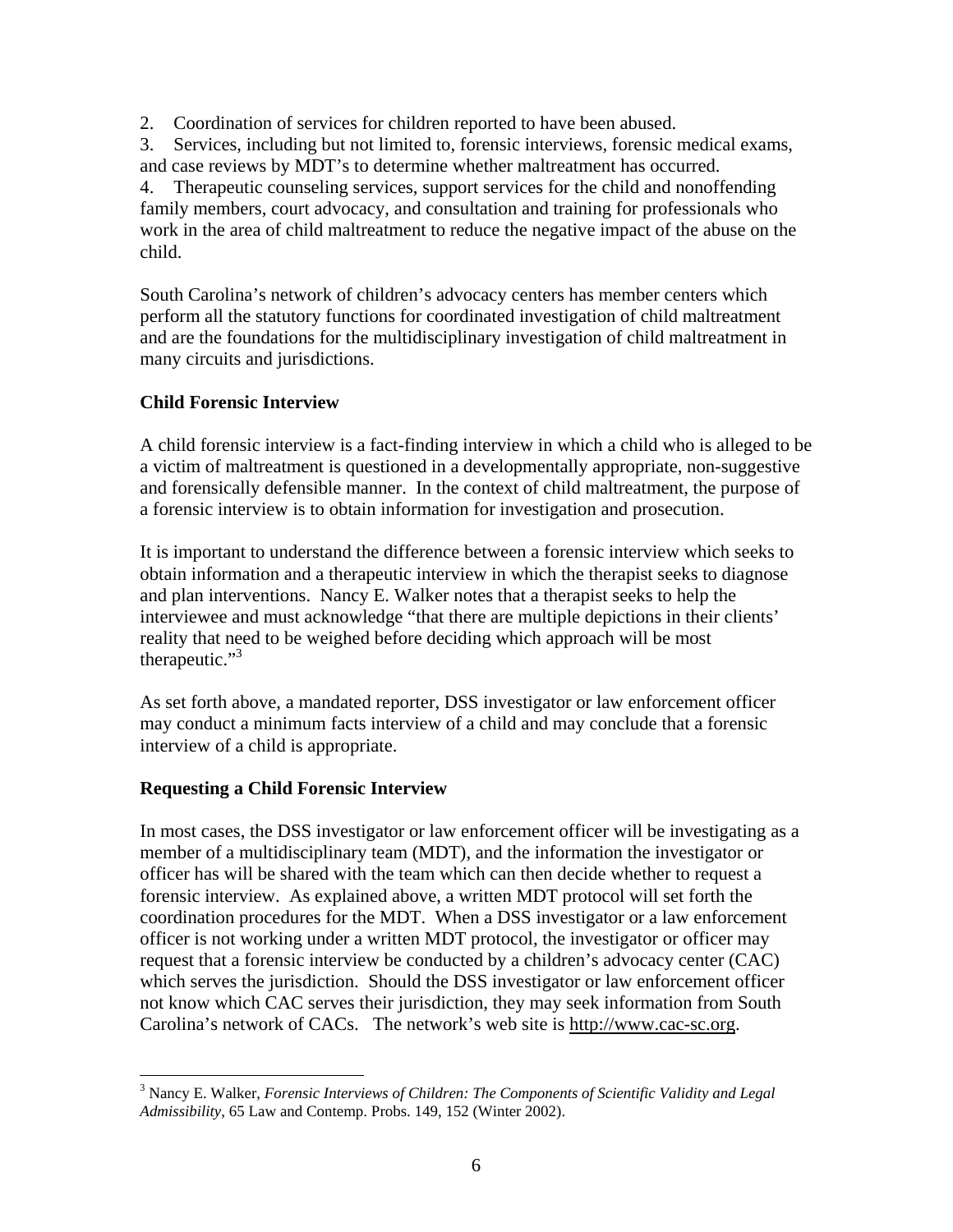2. Coordination of services for children reported to have been abused.
3. Services, including but not limited to, forensic interviews, forensic medical exams, and case reviews by MDT's to determine whether maltreatment has occurred.
4. Therapeutic counseling services, support services for the child and nonoffending family members, court advocacy, and consultation and training for professionals who work in the area of child maltreatment to reduce the negative impact of the abuse on the child.

South Carolina's network of children's advocacy centers has member centers which perform all the statutory functions for coordinated investigation of child maltreatment and are the foundations for the multidisciplinary investigation of child maltreatment in many circuits and jurisdictions.

## Child Forensic Interview

A child forensic interview is a fact-finding interview in which a child who is alleged to be a victim of maltreatment is questioned in a developmentally appropriate, non-suggestive and forensically defensible manner. In the context of child maltreatment, the purpose of a forensic interview is to obtain information for investigation and prosecution.

It is important to understand the difference between a forensic interview which seeks to obtain information and a therapeutic interview in which the therapist seeks to diagnose and plan interventions. Nancy E. Walker notes that a therapist seeks to help the interviewee and must acknowledge "that there are multiple depictions in their clients' reality that need to be weighed before deciding which approach will be most therapeutic."[3]

As set forth above, a mandated reporter, DSS investigator or law enforcement officer may conduct a minimum facts interview of a child and may conclude that a forensic interview of a child is appropriate.

## Requesting a Child Forensic Interview

In most cases, the DSS investigator or law enforcement officer will be investigating as a member of a multidisciplinary team (MDT), and the information the investigator or officer has will be shared with the team which can then decide whether to request a forensic interview. As explained above, a written MDT protocol will set forth the coordination procedures for the MDT. When a DSS investigator or a law enforcement officer is not working under a written MDT protocol, the investigator or officer may request that a forensic interview be conducted by a children's advocacy center (CAC) which serves the jurisdiction. Should the DSS investigator or law enforcement officer not know which CAC serves their jurisdiction, they may seek information from South Carolina's network of CACs. The network's web site is http://www.cac-sc.org.

---

[3] Nancy E. Walker, *Forensic Interviews of Children: The Components of Scientific Validity and Legal Admissibility*, 65 Law and Contemp. Probs. 149, 152 (Winter 2002).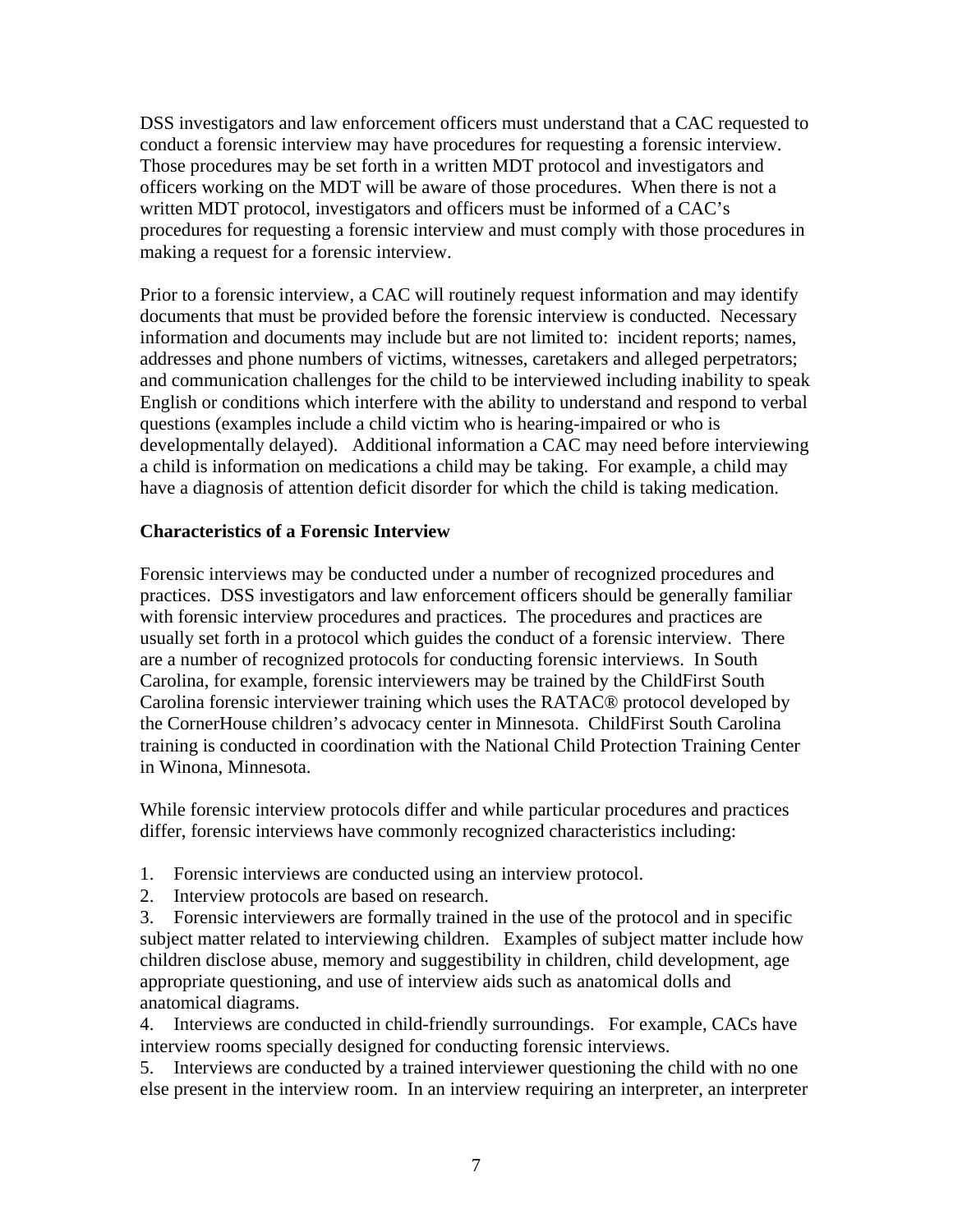DSS investigators and law enforcement officers must understand that a CAC requested to conduct a forensic interview may have procedures for requesting a forensic interview. Those procedures may be set forth in a written MDT protocol and investigators and officers working on the MDT will be aware of those procedures. When there is not a written MDT protocol, investigators and officers must be informed of a CAC's procedures for requesting a forensic interview and must comply with those procedures in making a request for a forensic interview.

Prior to a forensic interview, a CAC will routinely request information and may identify documents that must be provided before the forensic interview is conducted. Necessary information and documents may include but are not limited to: incident reports; names, addresses and phone numbers of victims, witnesses, caretakers and alleged perpetrators; and communication challenges for the child to be interviewed including inability to speak English or conditions which interfere with the ability to understand and respond to verbal questions (examples include a child victim who is hearing-impaired or who is developmentally delayed). Additional information a CAC may need before interviewing a child is information on medications a child may be taking. For example, a child may have a diagnosis of attention deficit disorder for which the child is taking medication.

**Characteristics of a Forensic Interview**

Forensic interviews may be conducted under a number of recognized procedures and practices. DSS investigators and law enforcement officers should be generally familiar with forensic interview procedures and practices. The procedures and practices are usually set forth in a protocol which guides the conduct of a forensic interview. There are a number of recognized protocols for conducting forensic interviews. In South Carolina, for example, forensic interviewers may be trained by the ChildFirst South Carolina forensic interviewer training which uses the RATAC® protocol developed by the CornerHouse children's advocacy center in Minnesota. ChildFirst South Carolina training is conducted in coordination with the National Child Protection Training Center in Winona, Minnesota.

While forensic interview protocols differ and while particular procedures and practices differ, forensic interviews have commonly recognized characteristics including:

1. Forensic interviews are conducted using an interview protocol.
2. Interview protocols are based on research.
3. Forensic interviewers are formally trained in the use of the protocol and in specific subject matter related to interviewing children. Examples of subject matter include how children disclose abuse, memory and suggestibility in children, child development, age appropriate questioning, and use of interview aids such as anatomical dolls and anatomical diagrams.
4. Interviews are conducted in child-friendly surroundings. For example, CACs have interview rooms specially designed for conducting forensic interviews.
5. Interviews are conducted by a trained interviewer questioning the child with no one else present in the interview room. In an interview requiring an interpreter, an interpreter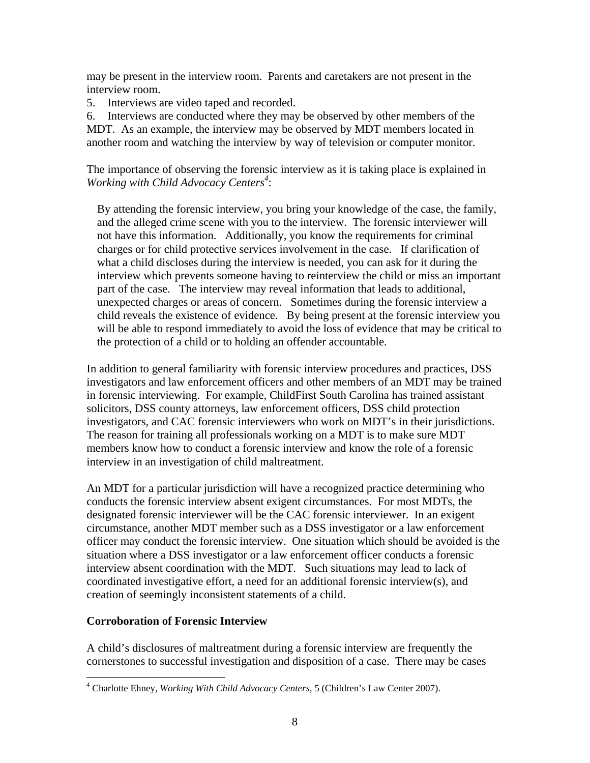may be present in the interview room. Parents and caretakers are not present in the interview room.

5. Interviews are video taped and recorded.
6. Interviews are conducted where they may be observed by other members of the MDT. As an example, the interview may be observed by MDT members located in another room and watching the interview by way of television or computer monitor.

The importance of observing the forensic interview as it is taking place is explained in *Working with Child Advocacy Centers*[4]:

> By attending the forensic interview, you bring your knowledge of the case, the family, and the alleged crime scene with you to the interview. The forensic interviewer will not have this information. Additionally, you know the requirements for criminal charges or for child protective services involvement in the case. If clarification of what a child discloses during the interview is needed, you can ask for it during the interview which prevents someone having to reinterview the child or miss an important part of the case. The interview may reveal information that leads to additional, unexpected charges or areas of concern. Sometimes during the forensic interview a child reveals the existence of evidence. By being present at the forensic interview you will be able to respond immediately to avoid the loss of evidence that may be critical to the protection of a child or to holding an offender accountable.

In addition to general familiarity with forensic interview procedures and practices, DSS investigators and law enforcement officers and other members of an MDT may be trained in forensic interviewing. For example, ChildFirst South Carolina has trained assistant solicitors, DSS county attorneys, law enforcement officers, DSS child protection investigators, and CAC forensic interviewers who work on MDT's in their jurisdictions. The reason for training all professionals working on a MDT is to make sure MDT members know how to conduct a forensic interview and know the role of a forensic interview in an investigation of child maltreatment.

An MDT for a particular jurisdiction will have a recognized practice determining who conducts the forensic interview absent exigent circumstances. For most MDTs, the designated forensic interviewer will be the CAC forensic interviewer. In an exigent circumstance, another MDT member such as a DSS investigator or a law enforcement officer may conduct the forensic interview. One situation which should be avoided is the situation where a DSS investigator or a law enforcement officer conducts a forensic interview absent coordination with the MDT. Such situations may lead to lack of coordinated investigative effort, a need for an additional forensic interview(s), and creation of seemingly inconsistent statements of a child.

**Corroboration of Forensic Interview**

A child's disclosures of maltreatment during a forensic interview are frequently the cornerstones to successful investigation and disposition of a case. There may be cases

[4] Charlotte Ehney, *Working With Child Advocacy Centers*, 5 (Children's Law Center 2007).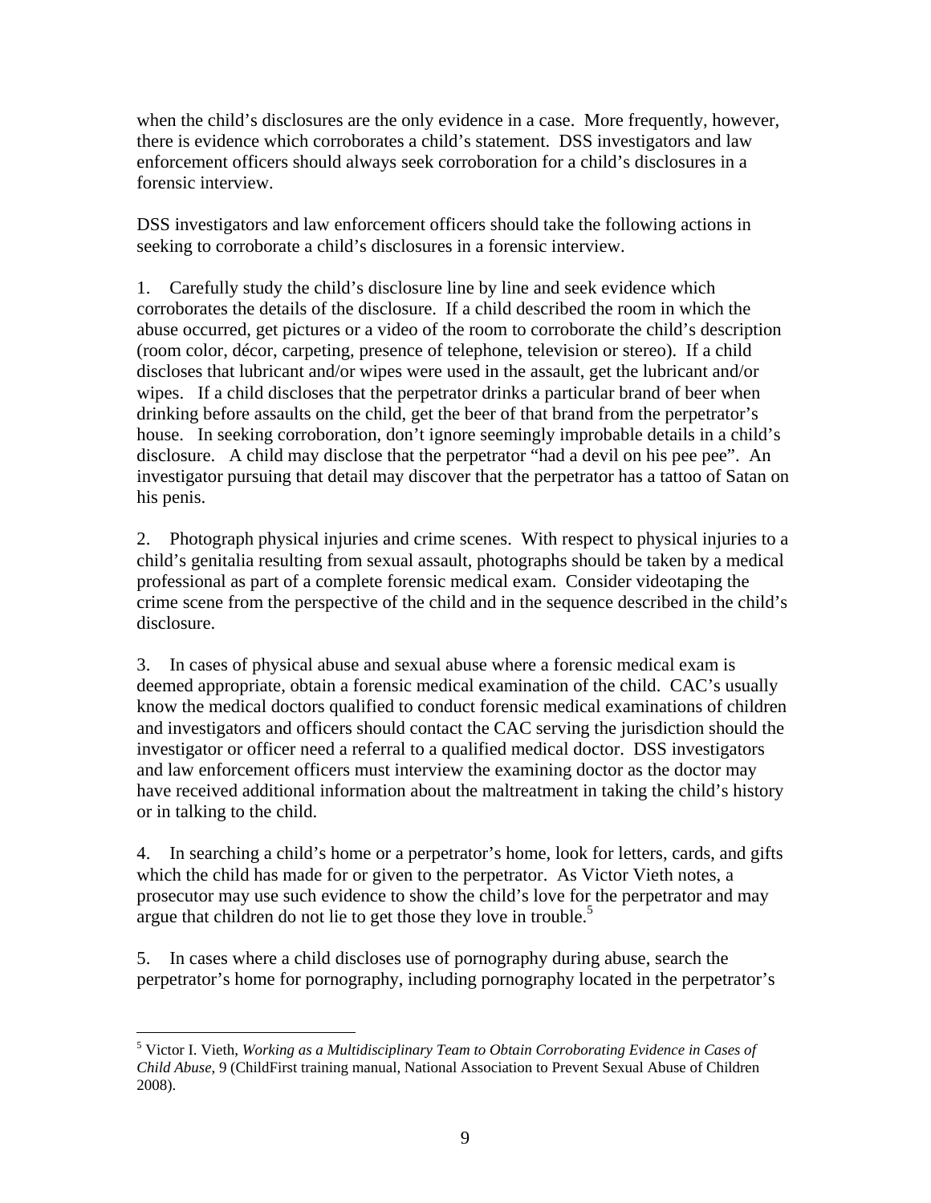when the child's disclosures are the only evidence in a case. More frequently, however, there is evidence which corroborates a child's statement. DSS investigators and law enforcement officers should always seek corroboration for a child's disclosures in a forensic interview.

DSS investigators and law enforcement officers should take the following actions in seeking to corroborate a child's disclosures in a forensic interview.

1. Carefully study the child's disclosure line by line and seek evidence which corroborates the details of the disclosure. If a child described the room in which the abuse occurred, get pictures or a video of the room to corroborate the child's description (room color, décor, carpeting, presence of telephone, television or stereo). If a child discloses that lubricant and/or wipes were used in the assault, get the lubricant and/or wipes. If a child discloses that the perpetrator drinks a particular brand of beer when drinking before assaults on the child, get the beer of that brand from the perpetrator's house. In seeking corroboration, don't ignore seemingly improbable details in a child's disclosure. A child may disclose that the perpetrator "had a devil on his pee pee". An investigator pursuing that detail may discover that the perpetrator has a tattoo of Satan on his penis.

2. Photograph physical injuries and crime scenes. With respect to physical injuries to a child's genitalia resulting from sexual assault, photographs should be taken by a medical professional as part of a complete forensic medical exam. Consider videotaping the crime scene from the perspective of the child and in the sequence described in the child's disclosure.

3. In cases of physical abuse and sexual abuse where a forensic medical exam is deemed appropriate, obtain a forensic medical examination of the child. CAC's usually know the medical doctors qualified to conduct forensic medical examinations of children and investigators and officers should contact the CAC serving the jurisdiction should the investigator or officer need a referral to a qualified medical doctor. DSS investigators and law enforcement officers must interview the examining doctor as the doctor may have received additional information about the maltreatment in taking the child's history or in talking to the child.

4. In searching a child's home or a perpetrator's home, look for letters, cards, and gifts which the child has made for or given to the perpetrator. As Victor Vieth notes, a prosecutor may use such evidence to show the child's love for the perpetrator and may argue that children do not lie to get those they love in trouble.[5]

5. In cases where a child discloses use of pornography during abuse, search the perpetrator's home for pornography, including pornography located in the perpetrator's

---

[5] Victor I. Vieth, *Working as a Multidisciplinary Team to Obtain Corroborating Evidence in Cases of Child Abuse*, 9 (ChildFirst training manual, National Association to Prevent Sexual Abuse of Children 2008).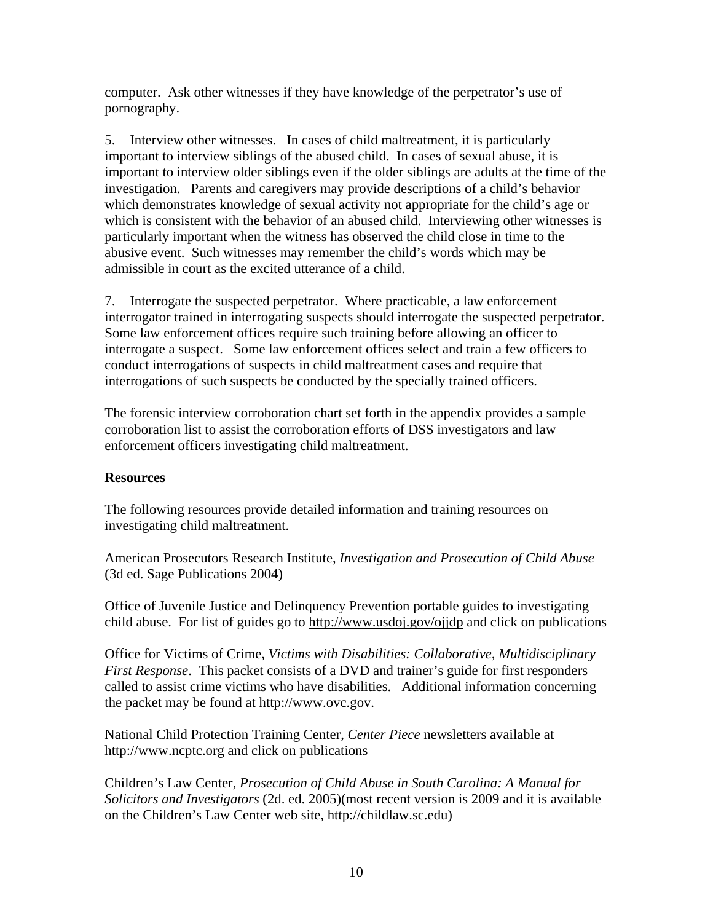computer. Ask other witnesses if they have knowledge of the perpetrator's use of pornography.

5. Interview other witnesses. In cases of child maltreatment, it is particularly important to interview siblings of the abused child. In cases of sexual abuse, it is important to interview older siblings even if the older siblings are adults at the time of the investigation. Parents and caregivers may provide descriptions of a child's behavior which demonstrates knowledge of sexual activity not appropriate for the child's age or which is consistent with the behavior of an abused child. Interviewing other witnesses is particularly important when the witness has observed the child close in time to the abusive event. Such witnesses may remember the child's words which may be admissible in court as the excited utterance of a child.

7. Interrogate the suspected perpetrator. Where practicable, a law enforcement interrogator trained in interrogating suspects should interrogate the suspected perpetrator. Some law enforcement offices require such training before allowing an officer to interrogate a suspect. Some law enforcement offices select and train a few officers to conduct interrogations of suspects in child maltreatment cases and require that interrogations of such suspects be conducted by the specially trained officers.

The forensic interview corroboration chart set forth in the appendix provides a sample corroboration list to assist the corroboration efforts of DSS investigators and law enforcement officers investigating child maltreatment.

**Resources**

The following resources provide detailed information and training resources on investigating child maltreatment.

American Prosecutors Research Institute, *Investigation and Prosecution of Child Abuse* (3d ed. Sage Publications 2004)

Office of Juvenile Justice and Delinquency Prevention portable guides to investigating child abuse. For list of guides go to http://www.usdoj.gov/ojjdp and click on publications

Office for Victims of Crime, *Victims with Disabilities: Collaborative, Multidisciplinary First Response*. This packet consists of a DVD and trainer's guide for first responders called to assist crime victims who have disabilities. Additional information concerning the packet may be found at http://www.ovc.gov.

National Child Protection Training Center, *Center Piece* newsletters available at http://www.ncptc.org and click on publications

Children's Law Center, *Prosecution of Child Abuse in South Carolina: A Manual for Solicitors and Investigators* (2d. ed. 2005)(most recent version is 2009 and it is available on the Children's Law Center web site, http://childlaw.sc.edu)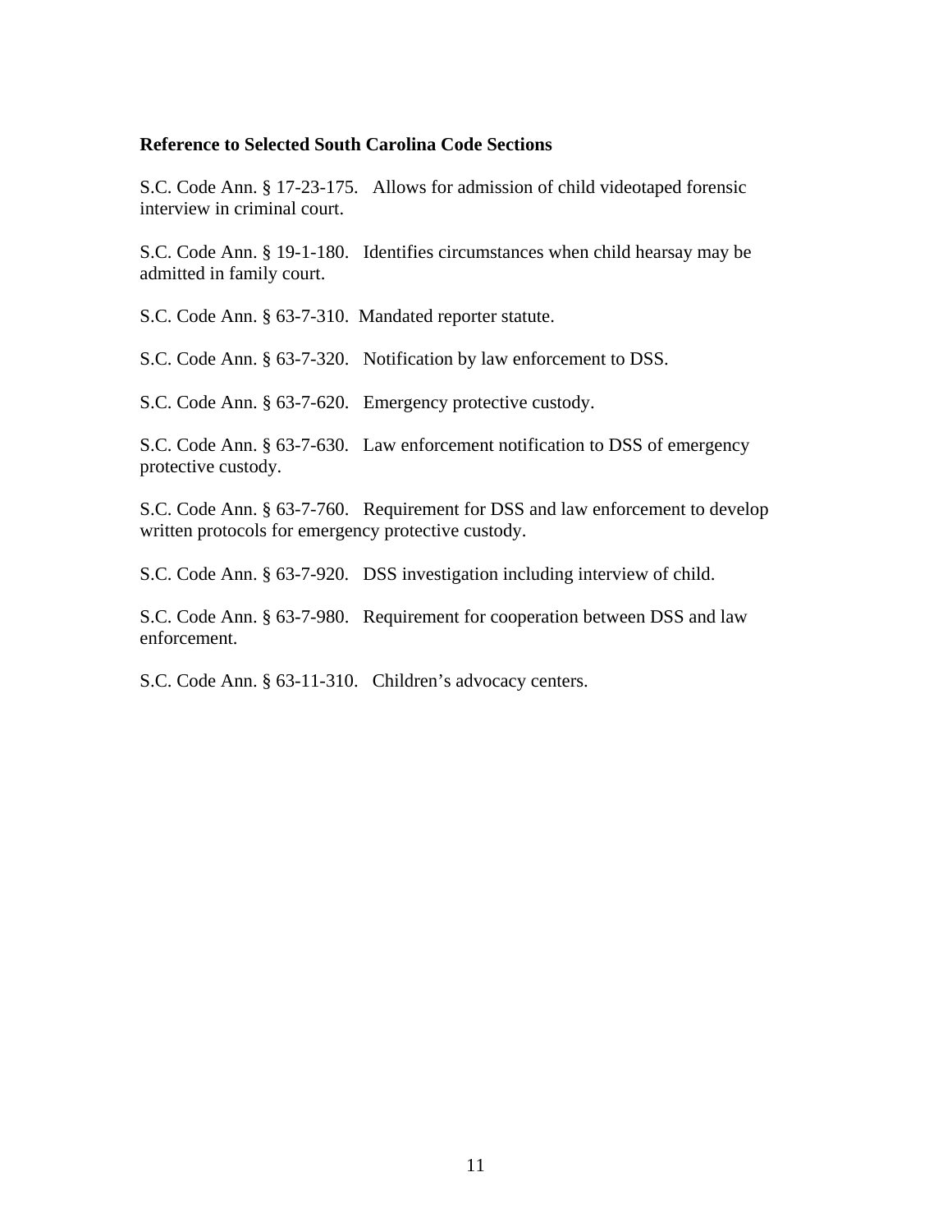**Reference to Selected South Carolina Code Sections**

S.C. Code Ann. § 17-23-175. Allows for admission of child videotaped forensic interview in criminal court.

S.C. Code Ann. § 19-1-180. Identifies circumstances when child hearsay may be admitted in family court.

S.C. Code Ann. § 63-7-310. Mandated reporter statute.

S.C. Code Ann. § 63-7-320. Notification by law enforcement to DSS.

S.C. Code Ann. § 63-7-620. Emergency protective custody.

S.C. Code Ann. § 63-7-630. Law enforcement notification to DSS of emergency protective custody.

S.C. Code Ann. § 63-7-760. Requirement for DSS and law enforcement to develop written protocols for emergency protective custody.

S.C. Code Ann. § 63-7-920. DSS investigation including interview of child.

S.C. Code Ann. § 63-7-980. Requirement for cooperation between DSS and law enforcement.

S.C. Code Ann. § 63-11-310. Children's advocacy centers.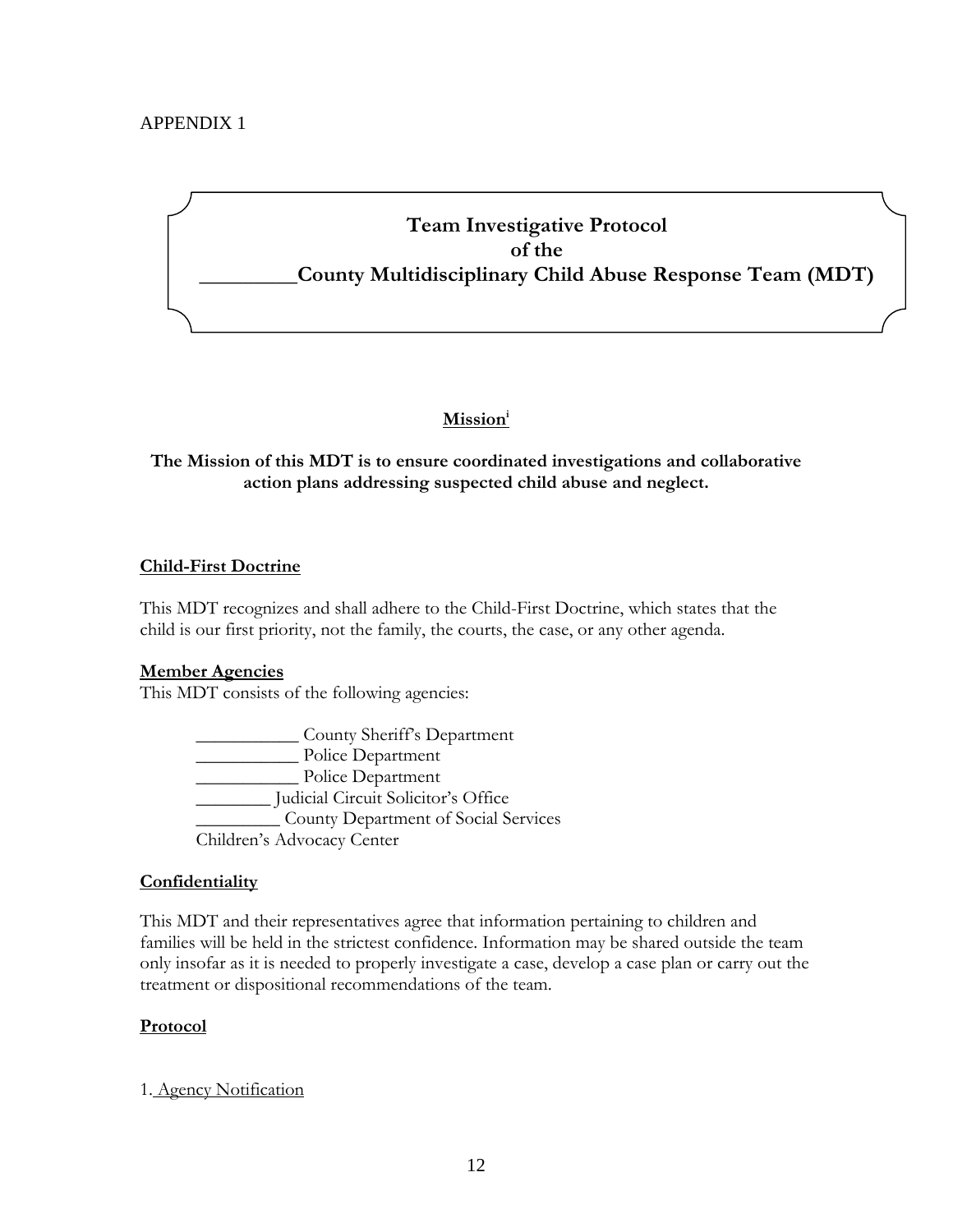APPENDIX 1

# Team Investigative Protocol of the _________County Multidisciplinary Child Abuse Response Team (MDT)

## Mission[i]

**The Mission of this MDT is to ensure coordinated investigations and collaborative action plans addressing suspected child abuse and neglect.**

### Child-First Doctrine

This MDT recognizes and shall adhere to the Child-First Doctrine, which states that the child is our first priority, not the family, the courts, the case, or any other agenda.

### Member Agencies

This MDT consists of the following agencies:

___________ County Sheriff's Department
___________ Police Department
___________ Police Department
________ Judicial Circuit Solicitor's Office
_________ County Department of Social Services
Children's Advocacy Center

### Confidentiality

This MDT and their representatives agree that information pertaining to children and families will be held in the strictest confidence. Information may be shared outside the team only insofar as it is needed to properly investigate a case, develop a case plan or carry out the treatment or dispositional recommendations of the team.

### Protocol

1. Agency Notification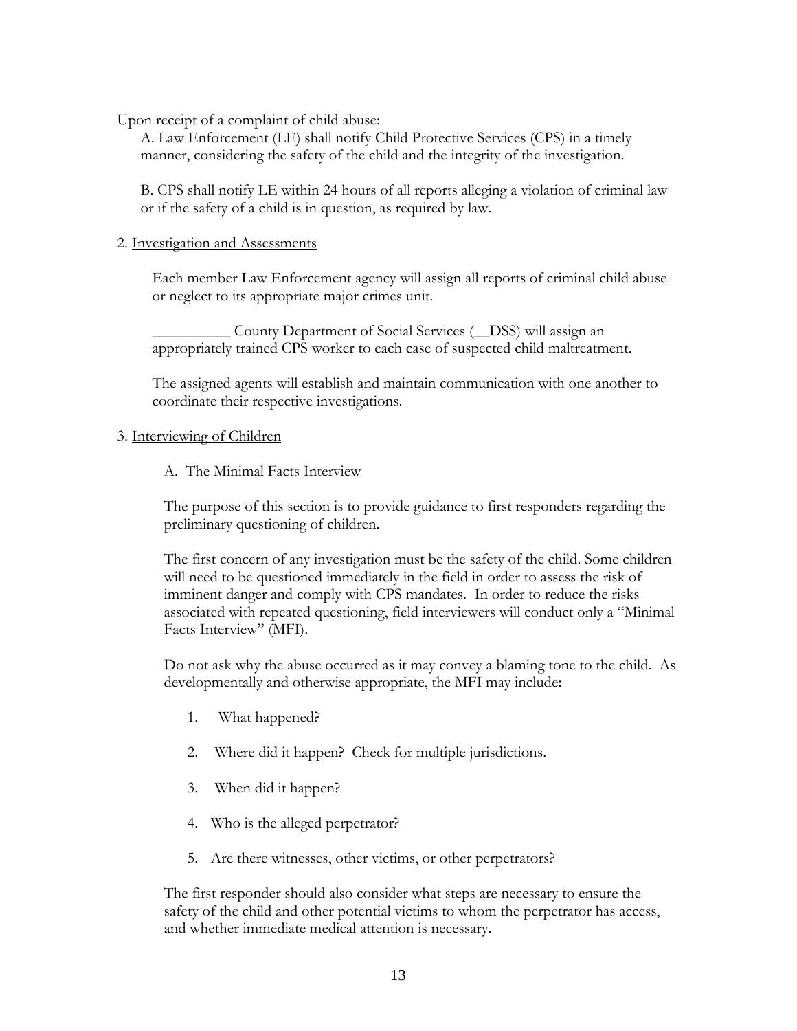Upon receipt of a complaint of child abuse:

A. Law Enforcement (LE) shall notify Child Protective Services (CPS) in a timely manner, considering the safety of the child and the integrity of the investigation.

B. CPS shall notify LE within 24 hours of all reports alleging a violation of criminal law or if the safety of a child is in question, as required by law.

2. <u>Investigation and Assessments</u>

Each member Law Enforcement agency will assign all reports of criminal child abuse or neglect to its appropriate major crimes unit.

__________ County Department of Social Services (__DSS) will assign an appropriately trained CPS worker to each case of suspected child maltreatment.

The assigned agents will establish and maintain communication with one another to coordinate their respective investigations.

3. <u>Interviewing of Children</u>

A. The Minimal Facts Interview

The purpose of this section is to provide guidance to first responders regarding the preliminary questioning of children.

The first concern of any investigation must be the safety of the child. Some children will need to be questioned immediately in the field in order to assess the risk of imminent danger and comply with CPS mandates. In order to reduce the risks associated with repeated questioning, field interviewers will conduct only a "Minimal Facts Interview" (MFI).

Do not ask why the abuse occurred as it may convey a blaming tone to the child. As developmentally and otherwise appropriate, the MFI may include:

1. What happened?
2. Where did it happen? Check for multiple jurisdictions.
3. When did it happen?
4. Who is the alleged perpetrator?
5. Are there witnesses, other victims, or other perpetrators?

The first responder should also consider what steps are necessary to ensure the safety of the child and other potential victims to whom the perpetrator has access, and whether immediate medical attention is necessary.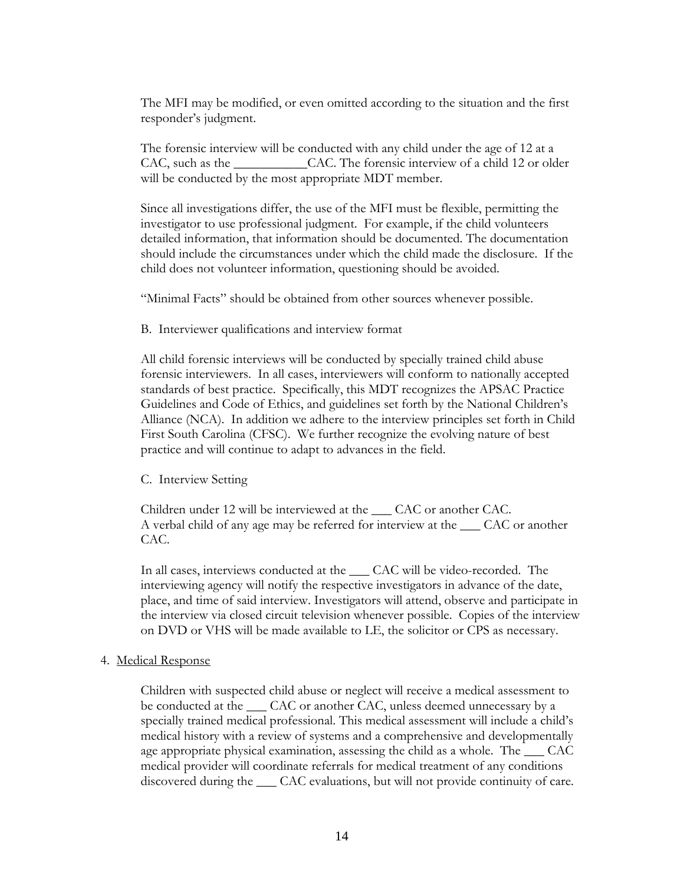The MFI may be modified, or even omitted according to the situation and the first responder's judgment.

The forensic interview will be conducted with any child under the age of 12 at a CAC, such as the ___________CAC. The forensic interview of a child 12 or older will be conducted by the most appropriate MDT member.

Since all investigations differ, the use of the MFI must be flexible, permitting the investigator to use professional judgment. For example, if the child volunteers detailed information, that information should be documented. The documentation should include the circumstances under which the child made the disclosure. If the child does not volunteer information, questioning should be avoided.

"Minimal Facts" should be obtained from other sources whenever possible.

B. Interviewer qualifications and interview format

All child forensic interviews will be conducted by specially trained child abuse forensic interviewers. In all cases, interviewers will conform to nationally accepted standards of best practice. Specifically, this MDT recognizes the APSAC Practice Guidelines and Code of Ethics, and guidelines set forth by the National Children's Alliance (NCA). In addition we adhere to the interview principles set forth in Child First South Carolina (CFSC). We further recognize the evolving nature of best practice and will continue to adapt to advances in the field.

C. Interview Setting

Children under 12 will be interviewed at the ___ CAC or another CAC.
A verbal child of any age may be referred for interview at the ___ CAC or another CAC.

In all cases, interviews conducted at the ___ CAC will be video-recorded. The interviewing agency will notify the respective investigators in advance of the date, place, and time of said interview. Investigators will attend, observe and participate in the interview via closed circuit television whenever possible. Copies of the interview on DVD or VHS will be made available to LE, the solicitor or CPS as necessary.

4. <u>Medical Response</u>

Children with suspected child abuse or neglect will receive a medical assessment to be conducted at the ___ CAC or another CAC, unless deemed unnecessary by a specially trained medical professional. This medical assessment will include a child's medical history with a review of systems and a comprehensive and developmentally age appropriate physical examination, assessing the child as a whole. The ___ CAC medical provider will coordinate referrals for medical treatment of any conditions discovered during the ___ CAC evaluations, but will not provide continuity of care.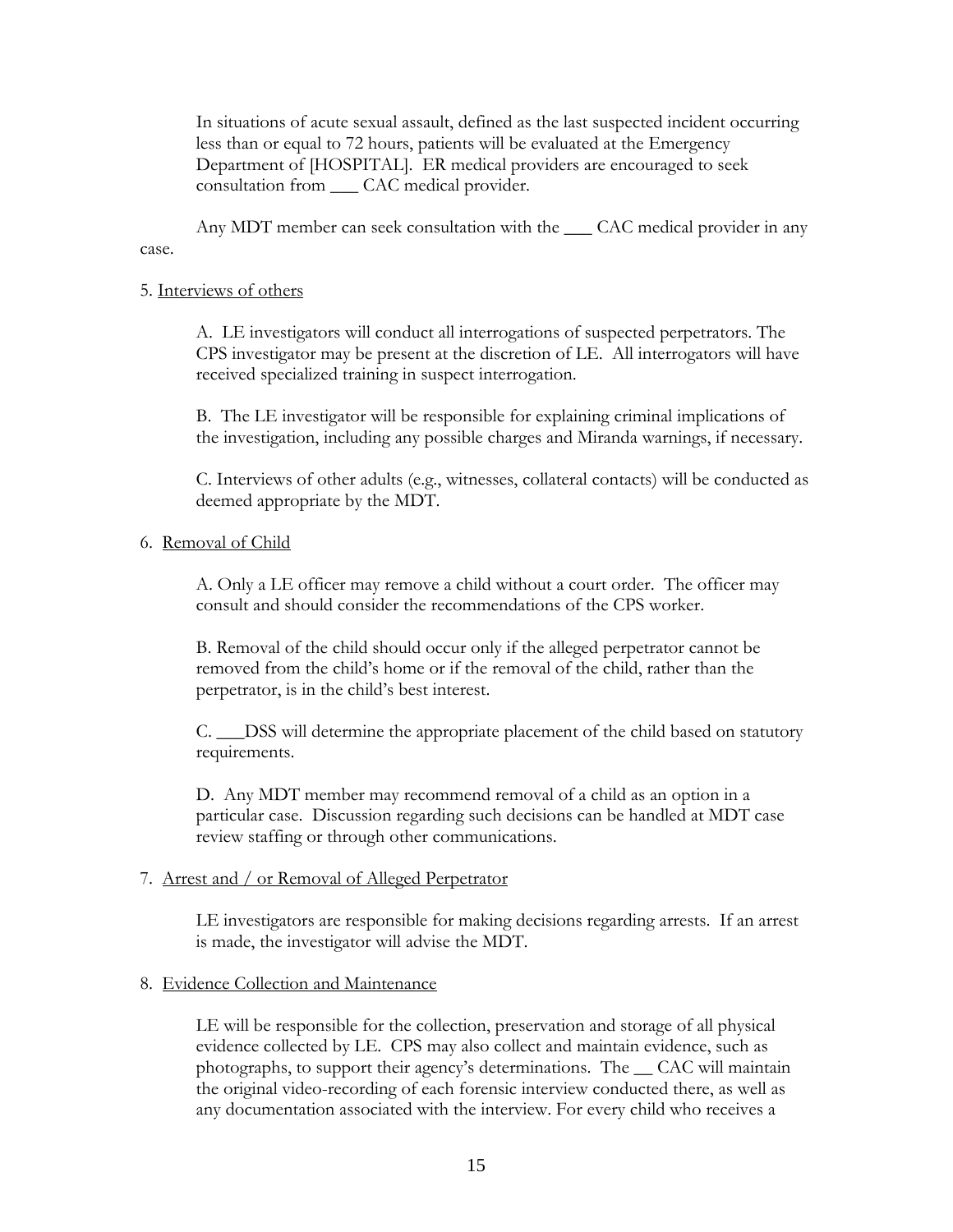In situations of acute sexual assault, defined as the last suspected incident occurring less than or equal to 72 hours, patients will be evaluated at the Emergency Department of [HOSPITAL]. ER medical providers are encouraged to seek consultation from ___ CAC medical provider.

Any MDT member can seek consultation with the ___ CAC medical provider in any case.

5. <u>Interviews of others</u>

A. LE investigators will conduct all interrogations of suspected perpetrators. The CPS investigator may be present at the discretion of LE. All interrogators will have received specialized training in suspect interrogation.

B. The LE investigator will be responsible for explaining criminal implications of the investigation, including any possible charges and Miranda warnings, if necessary.

C. Interviews of other adults (e.g., witnesses, collateral contacts) will be conducted as deemed appropriate by the MDT.

6. <u>Removal of Child</u>

A. Only a LE officer may remove a child without a court order. The officer may consult and should consider the recommendations of the CPS worker.

B. Removal of the child should occur only if the alleged perpetrator cannot be removed from the child's home or if the removal of the child, rather than the perpetrator, is in the child's best interest.

C. ___DSS will determine the appropriate placement of the child based on statutory requirements.

D. Any MDT member may recommend removal of a child as an option in a particular case. Discussion regarding such decisions can be handled at MDT case review staffing or through other communications.

7. <u>Arrest and / or Removal of Alleged Perpetrator</u>

LE investigators are responsible for making decisions regarding arrests. If an arrest is made, the investigator will advise the MDT.

8. <u>Evidence Collection and Maintenance</u>

LE will be responsible for the collection, preservation and storage of all physical evidence collected by LE. CPS may also collect and maintain evidence, such as photographs, to support their agency's determinations. The __ CAC will maintain the original video-recording of each forensic interview conducted there, as well as any documentation associated with the interview. For every child who receives a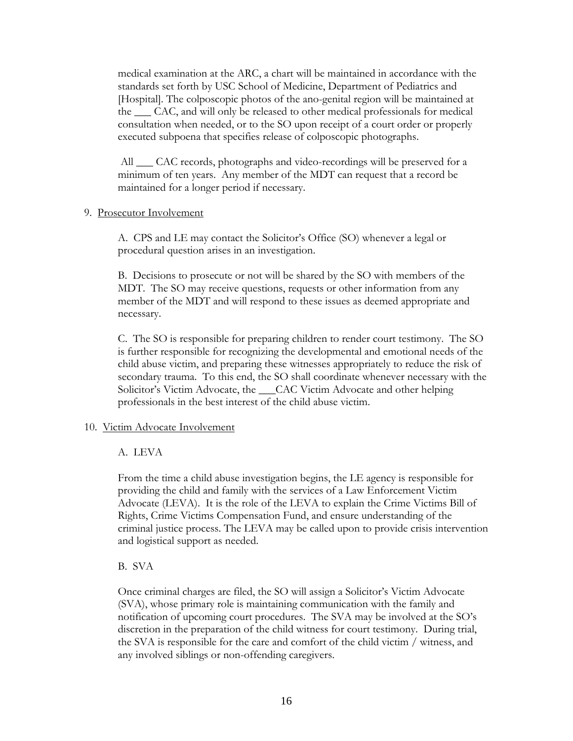medical examination at the ARC, a chart will be maintained in accordance with the standards set forth by USC School of Medicine, Department of Pediatrics and [Hospital]. The colposcopic photos of the ano-genital region will be maintained at the ___ CAC, and will only be released to other medical professionals for medical consultation when needed, or to the SO upon receipt of a court order or properly executed subpoena that specifies release of colposcopic photographs.

All ___ CAC records, photographs and video-recordings will be preserved for a minimum of ten years. Any member of the MDT can request that a record be maintained for a longer period if necessary.

9. <u>Prosecutor Involvement</u>

A. CPS and LE may contact the Solicitor's Office (SO) whenever a legal or procedural question arises in an investigation.

B. Decisions to prosecute or not will be shared by the SO with members of the MDT. The SO may receive questions, requests or other information from any member of the MDT and will respond to these issues as deemed appropriate and necessary.

C. The SO is responsible for preparing children to render court testimony. The SO is further responsible for recognizing the developmental and emotional needs of the child abuse victim, and preparing these witnesses appropriately to reduce the risk of secondary trauma. To this end, the SO shall coordinate whenever necessary with the Solicitor's Victim Advocate, the ___CAC Victim Advocate and other helping professionals in the best interest of the child abuse victim.

10. <u>Victim Advocate Involvement</u>

A. LEVA

From the time a child abuse investigation begins, the LE agency is responsible for providing the child and family with the services of a Law Enforcement Victim Advocate (LEVA). It is the role of the LEVA to explain the Crime Victims Bill of Rights, Crime Victims Compensation Fund, and ensure understanding of the criminal justice process. The LEVA may be called upon to provide crisis intervention and logistical support as needed.

B. SVA

Once criminal charges are filed, the SO will assign a Solicitor's Victim Advocate (SVA), whose primary role is maintaining communication with the family and notification of upcoming court procedures. The SVA may be involved at the SO's discretion in the preparation of the child witness for court testimony. During trial, the SVA is responsible for the care and comfort of the child victim / witness, and any involved siblings or non-offending caregivers.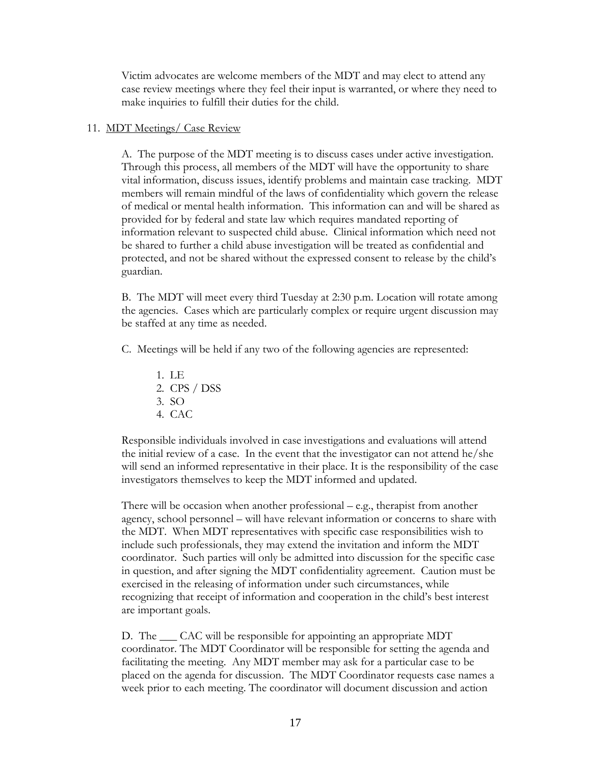Victim advocates are welcome members of the MDT and may elect to attend any case review meetings where they feel their input is warranted, or where they need to make inquiries to fulfill their duties for the child.

11. <u>MDT Meetings/ Case Review</u>

A. The purpose of the MDT meeting is to discuss cases under active investigation. Through this process, all members of the MDT will have the opportunity to share vital information, discuss issues, identify problems and maintain case tracking. MDT members will remain mindful of the laws of confidentiality which govern the release of medical or mental health information. This information can and will be shared as provided for by federal and state law which requires mandated reporting of information relevant to suspected child abuse. Clinical information which need not be shared to further a child abuse investigation will be treated as confidential and protected, and not be shared without the expressed consent to release by the child's guardian.

B. The MDT will meet every third Tuesday at 2:30 p.m. Location will rotate among the agencies. Cases which are particularly complex or require urgent discussion may be staffed at any time as needed.

C. Meetings will be held if any two of the following agencies are represented:

1. LE
2. CPS / DSS
3. SO
4. CAC

Responsible individuals involved in case investigations and evaluations will attend the initial review of a case. In the event that the investigator can not attend he/she will send an informed representative in their place. It is the responsibility of the case investigators themselves to keep the MDT informed and updated.

There will be occasion when another professional – e.g., therapist from another agency, school personnel – will have relevant information or concerns to share with the MDT. When MDT representatives with specific case responsibilities wish to include such professionals, they may extend the invitation and inform the MDT coordinator. Such parties will only be admitted into discussion for the specific case in question, and after signing the MDT confidentiality agreement. Caution must be exercised in the releasing of information under such circumstances, while recognizing that receipt of information and cooperation in the child's best interest are important goals.

D. The ___ CAC will be responsible for appointing an appropriate MDT coordinator. The MDT Coordinator will be responsible for setting the agenda and facilitating the meeting. Any MDT member may ask for a particular case to be placed on the agenda for discussion. The MDT Coordinator requests case names a week prior to each meeting. The coordinator will document discussion and action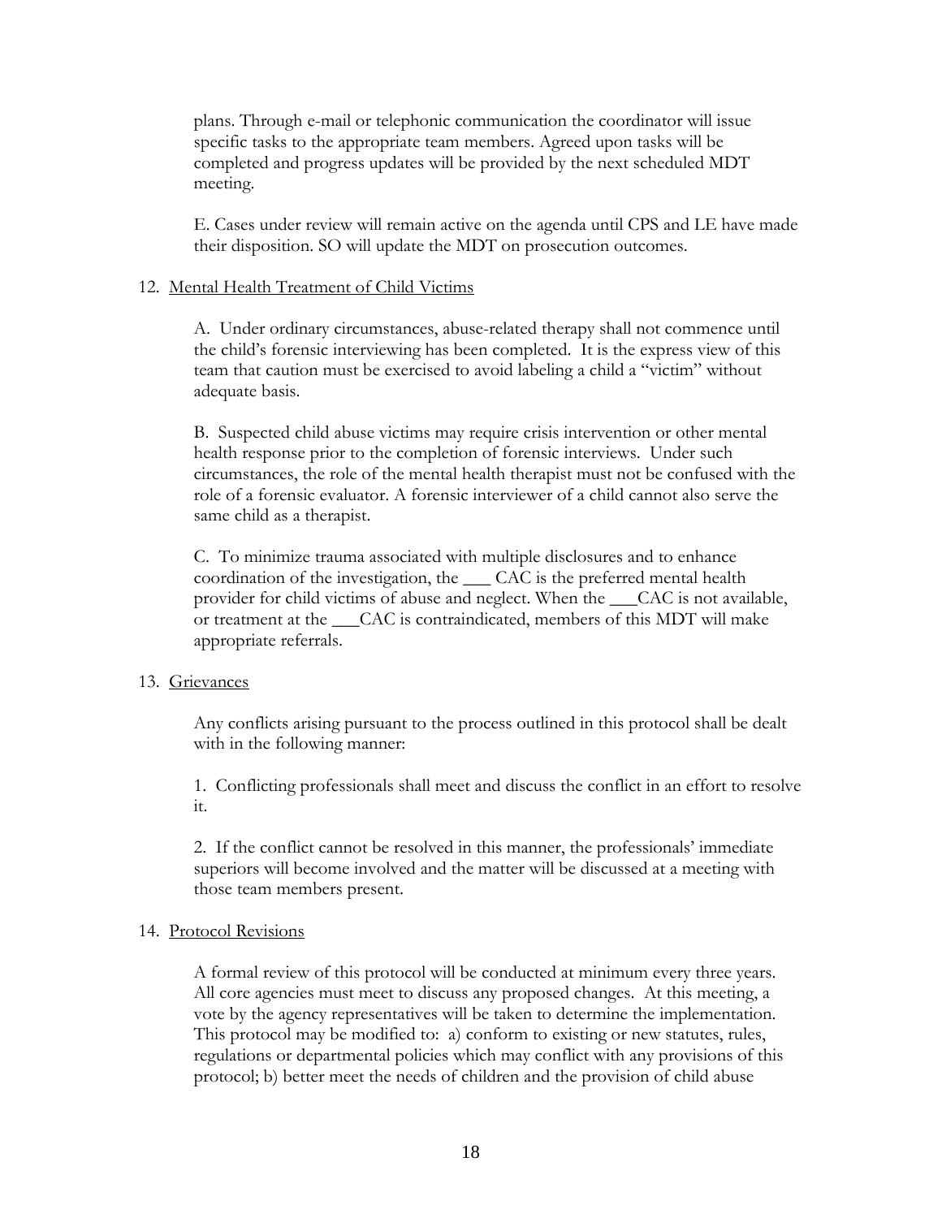plans. Through e-mail or telephonic communication the coordinator will issue specific tasks to the appropriate team members. Agreed upon tasks will be completed and progress updates will be provided by the next scheduled MDT meeting.

E. Cases under review will remain active on the agenda until CPS and LE have made their disposition. SO will update the MDT on prosecution outcomes.

12. Mental Health Treatment of Child Victims

A. Under ordinary circumstances, abuse-related therapy shall not commence until the child's forensic interviewing has been completed. It is the express view of this team that caution must be exercised to avoid labeling a child a "victim" without adequate basis.

B. Suspected child abuse victims may require crisis intervention or other mental health response prior to the completion of forensic interviews. Under such circumstances, the role of the mental health therapist must not be confused with the role of a forensic evaluator. A forensic interviewer of a child cannot also serve the same child as a therapist.

C. To minimize trauma associated with multiple disclosures and to enhance coordination of the investigation, the ___ CAC is the preferred mental health provider for child victims of abuse and neglect. When the ___CAC is not available, or treatment at the ___CAC is contraindicated, members of this MDT will make appropriate referrals.

13. Grievances

Any conflicts arising pursuant to the process outlined in this protocol shall be dealt with in the following manner:

1. Conflicting professionals shall meet and discuss the conflict in an effort to resolve it.

2. If the conflict cannot be resolved in this manner, the professionals' immediate superiors will become involved and the matter will be discussed at a meeting with those team members present.

14. Protocol Revisions

A formal review of this protocol will be conducted at minimum every three years. All core agencies must meet to discuss any proposed changes. At this meeting, a vote by the agency representatives will be taken to determine the implementation. This protocol may be modified to: a) conform to existing or new statutes, rules, regulations or departmental policies which may conflict with any provisions of this protocol; b) better meet the needs of children and the provision of child abuse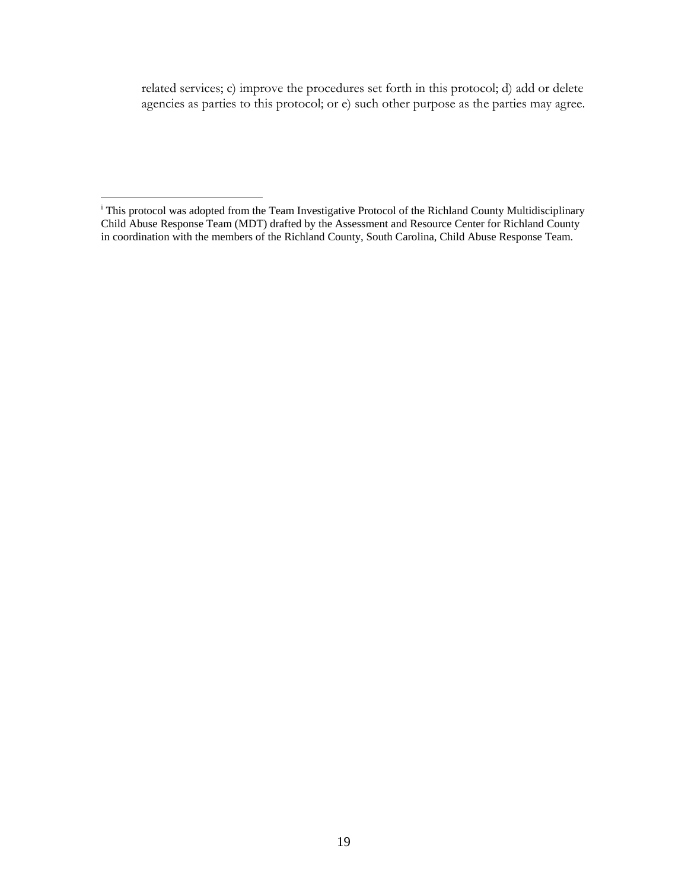related services; c) improve the procedures set forth in this protocol; d) add or delete agencies as parties to this protocol; or e) such other purpose as the parties may agree.

---

[i] This protocol was adopted from the Team Investigative Protocol of the Richland County Multidisciplinary Child Abuse Response Team (MDT) drafted by the Assessment and Resource Center for Richland County in coordination with the members of the Richland County, South Carolina, Child Abuse Response Team.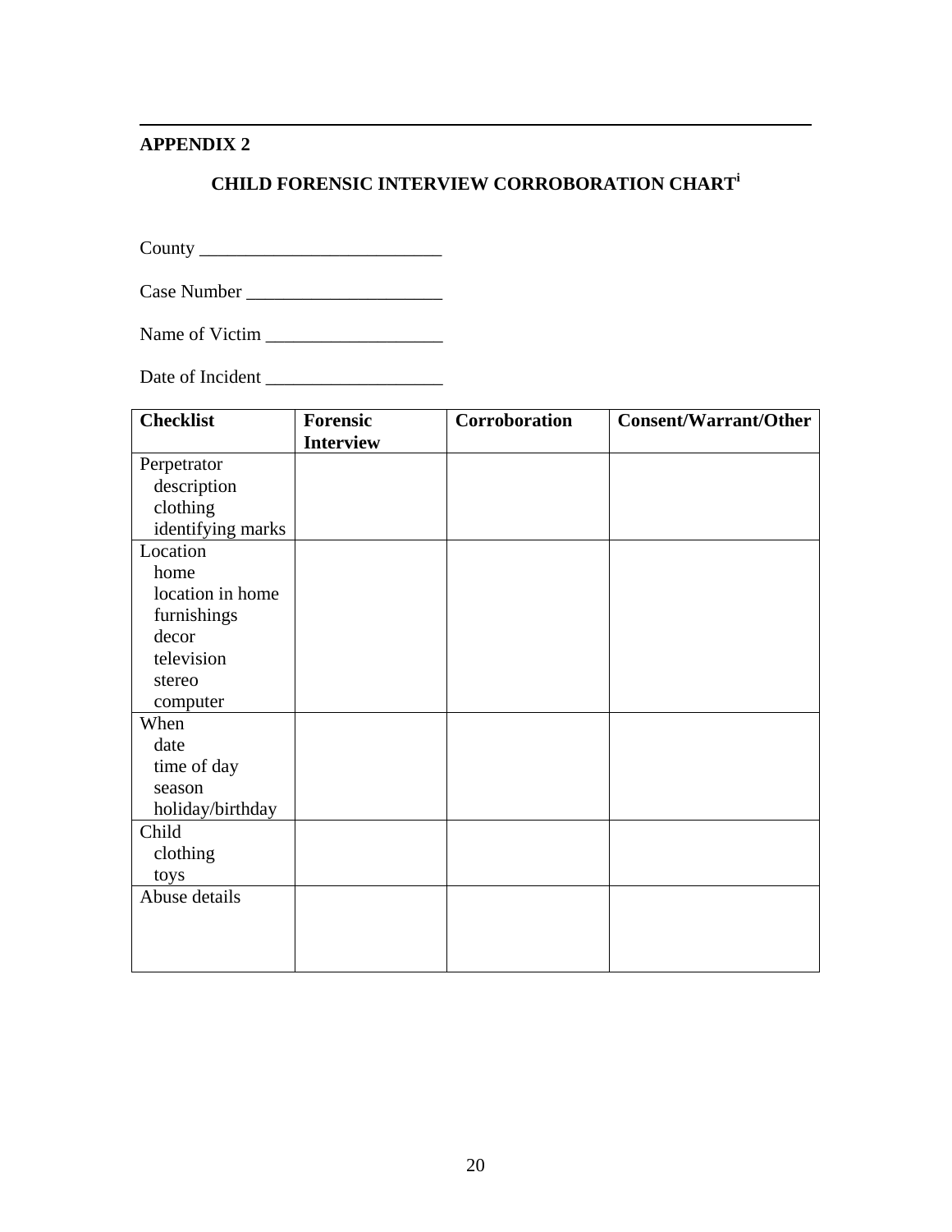## APPENDIX 2

### CHILD FORENSIC INTERVIEW CORROBORATION CHART[i]

County ___________________________

Case Number _____________________

Name of Victim ___________________

Date of Incident ___________________

| Checklist | Forensic Interview | Corroboration | Consent/Warrant/Other |
|---|---|---|---|
| Perpetrator<br>description<br>clothing<br>identifying marks | | | |
| Location<br>home<br>location in home<br>furnishings<br>decor<br>television<br>stereo<br>computer | | | |
| When<br>date<br>time of day<br>season<br>holiday/birthday | | | |
| Child<br>clothing<br>toys | | | |
| Abuse details | | | |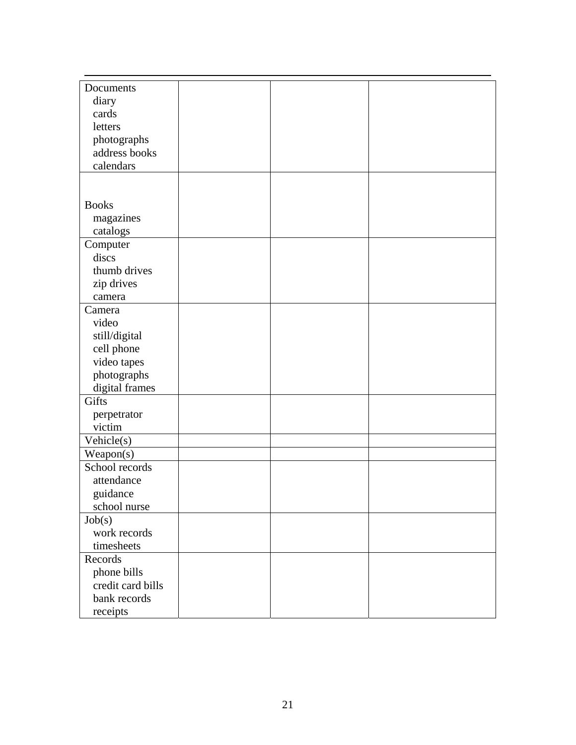| | | | |
|---|---|---|---|
| Documents<br>diary<br>cards<br>letters<br>photographs<br>address books<br>calendars | | | |
| Books<br>magazines<br>catalogs | | | |
| Computer<br>discs<br>thumb drives<br>zip drives<br>camera | | | |
| Camera<br>video<br>still/digital<br>cell phone<br>video tapes<br>photographs<br>digital frames | | | |
| Gifts<br>perpetrator<br>victim | | | |
| Vehicle(s) | | | |
| Weapon(s) | | | |
| School records<br>attendance<br>guidance<br>school nurse | | | |
| Job(s)<br>work records<br>timesheets | | | |
| Records<br>phone bills<br>credit card bills<br>bank records<br>receipts | | | |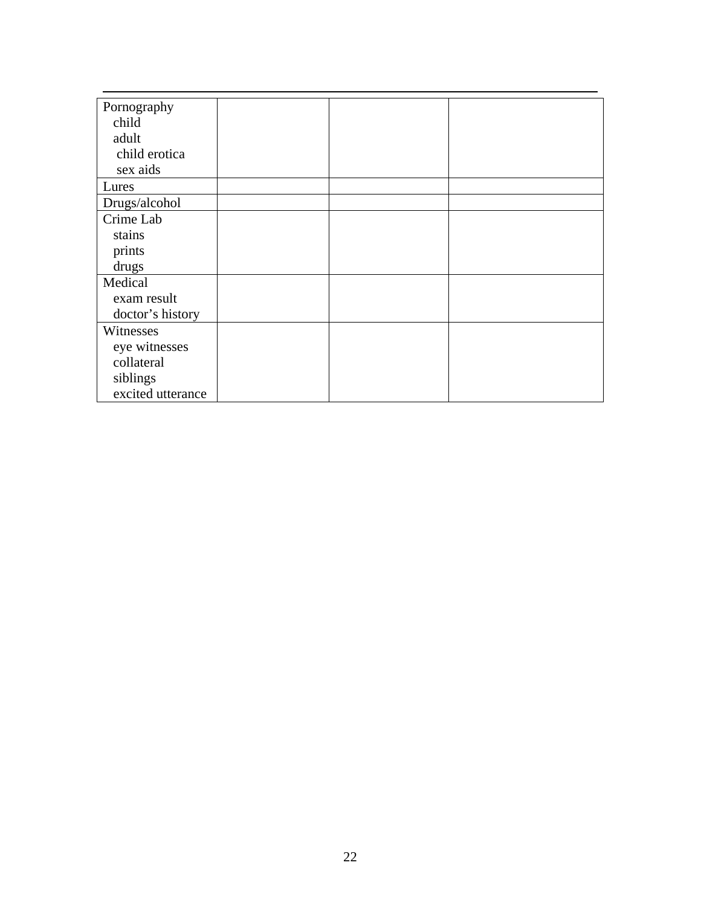| | | | |
|---|---|---|---|
| Pornography<br>child<br>adult<br>child erotica<br>sex aids | | | |
| Lures | | | |
| Drugs/alcohol | | | |
| Crime Lab<br>stains<br>prints<br>drugs | | | |
| Medical<br>exam result<br>doctor's history | | | |
| Witnesses<br>eye witnesses<br>collateral<br>siblings<br>excited utterance | | | |